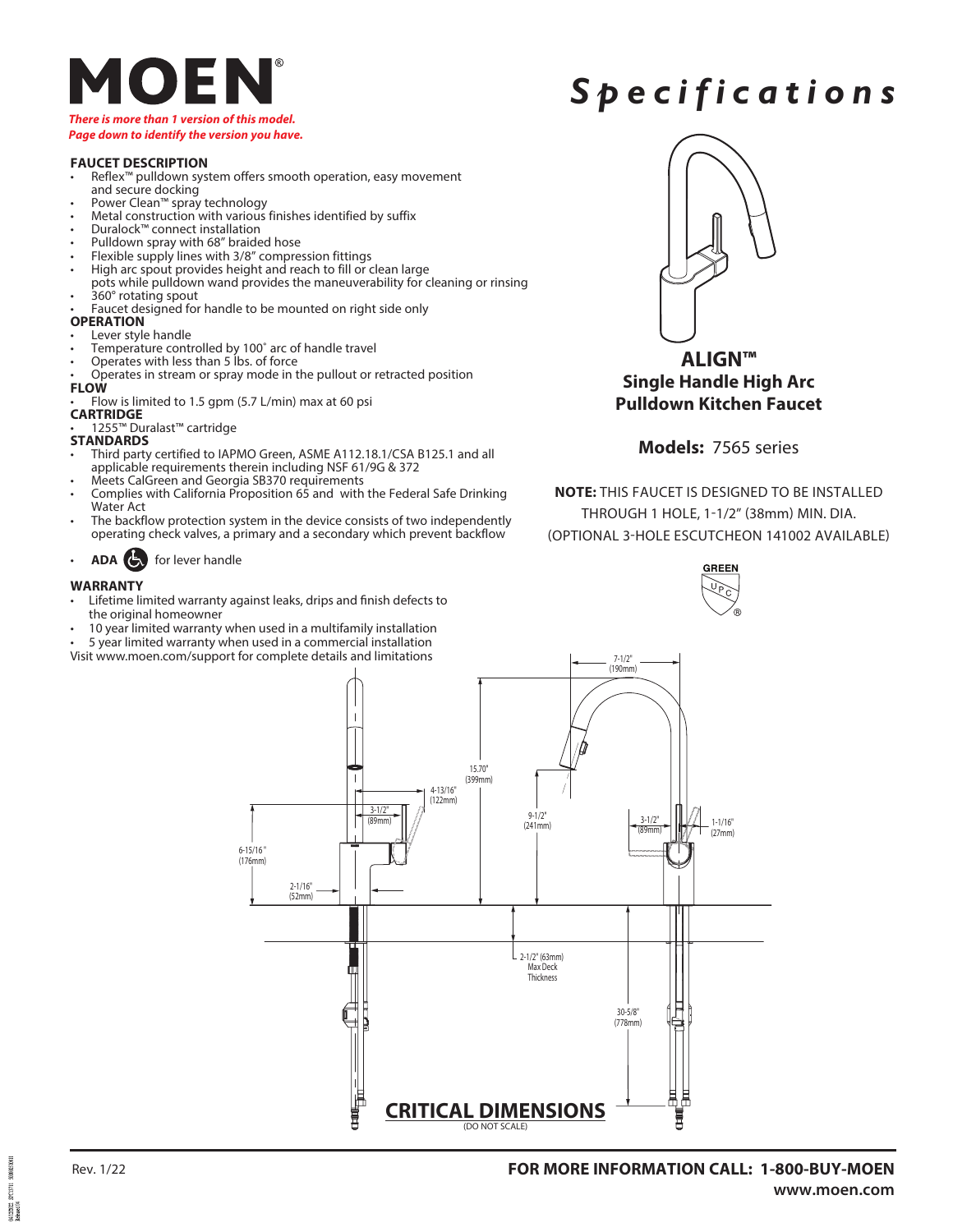# MOEN®

***There is more than 1 version of this model. Page down to identify the version you have.***

# *Specifications*

### FAUCET DESCRIPTION

- Reflex™ pulldown system offers smooth operation, easy movement and secure docking
- Power Clean™ spray technology
- Metal construction with various finishes identified by suffix
- Duralock™ connect installation
- Pulldown spray with 68" braided hose
- Flexible supply lines with 3/8" compression fittings
- High arc spout provides height and reach to fill or clean large pots while pulldown wand provides the maneuverability for cleaning or rinsing
- 360° rotating spout
- Faucet designed for handle to be mounted on right side only

### OPERATION

- Lever style handle
- Temperature controlled by 100° arc of handle travel
- Operates with less than 5 lbs. of force
- Operates in stream or spray mode in the pullout or retracted position

### FLOW

- Flow is limited to 1.5 gpm (5.7 L/min) max at 60 psi

### CARTRIDGE

- 1255™ Duralast™ cartridge

### STANDARDS

- Third party certified to IAPMO Green, ASME A112.18.1/CSA B125.1 and all applicable requirements therein including NSF 61/9G & 372
- Meets CalGreen and Georgia SB370 requirements
- Complies with California Proposition 65 and with the Federal Safe Drinking Water Act
- The backflow protection system in the device consists of two independently operating check valves, a primary and a secondary which prevent backflow
- **ADA** for lever handle

### WARRANTY

- Lifetime limited warranty against leaks, drips and finish defects to the original homeowner
- 10 year limited warranty when used in a multifamily installation
- 5 year limited warranty when used in a commercial installation

Visit www.moen.com/support for complete details and limitations

## ALIGN™
## Single Handle High Arc Pulldown Kitchen Faucet

**Models:** 7565 series

**NOTE:** THIS FAUCET IS DESIGNED TO BE INSTALLED THROUGH 1 HOLE, 1-1/2" (38mm) MIN. DIA. (OPTIONAL 3-HOLE ESCUTCHEON 141002 AVAILABLE)

GREEN UPC ®

7-1/2" (190mm)
15.70" (399mm)
4-13/16" (122mm)
3-1/2" (89mm)
9-1/2" (241mm)
3-1/2" (89mm)
1-1/16" (27mm)
6-15/16" (176mm)
2-1/16" (52mm)
2-1/2" (63mm) Max Deck Thickness
30-5/8" (778mm)

## CRITICAL DIMENSIONS
(DO NOT SCALE)

Rev. 1/22

**FOR MORE INFORMATION CALL: 1-800-BUY-MOEN**
**www.moen.com**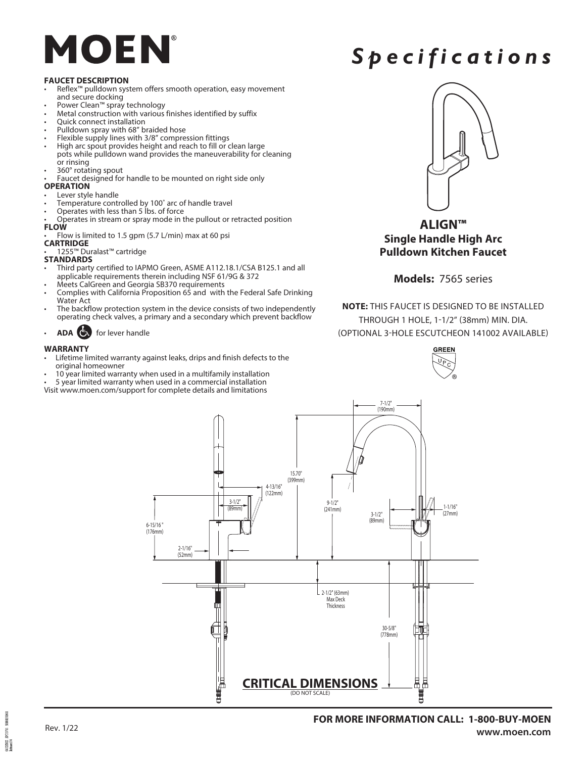# MOEN®

# *Specifications*

**FAUCET DESCRIPTION**

- Reflex™ pulldown system offers smooth operation, easy movement and secure docking
- Power Clean™ spray technology
- Metal construction with various finishes identified by suffix
- Quick connect installation
- Pulldown spray with 68" braided hose
- Flexible supply lines with 3/8" compression fittings
- High arc spout provides height and reach to fill or clean large pots while pulldown wand provides the maneuverability for cleaning or rinsing
- 360° rotating spout
- Faucet designed for handle to be mounted on right side only

**OPERATION**

- Lever style handle
- Temperature controlled by 100° arc of handle travel
- Operates with less than 5 lbs. of force
- Operates in stream or spray mode in the pullout or retracted position

**FLOW**

- Flow is limited to 1.5 gpm (5.7 L/min) max at 60 psi

**CARTRIDGE**

- 1255™ Duralast™ cartridge

**STANDARDS**

- Third party certified to IAPMO Green, ASME A112.18.1/CSA B125.1 and all applicable requirements therein including NSF 61/9G & 372
- Meets CalGreen and Georgia SB370 requirements
- Complies with California Proposition 65 and with the Federal Safe Drinking Water Act
- The backflow protection system in the device consists of two independently operating check valves, a primary and a secondary which prevent backflow
- **ADA** for lever handle

**WARRANTY**

- Lifetime limited warranty against leaks, drips and finish defects to the original homeowner
- 10 year limited warranty when used in a multifamily installation
- 5 year limited warranty when used in a commercial installation

Visit www.moen.com/support for complete details and limitations

## ALIGN™
## Single Handle High Arc Pulldown Kitchen Faucet

**Models:** 7565 series

**NOTE:** THIS FAUCET IS DESIGNED TO BE INSTALLED THROUGH 1 HOLE, 1-1/2" (38mm) MIN. DIA. (OPTIONAL 3-HOLE ESCUTCHEON 141002 AVAILABLE)

GREEN UPC®

7-1/2" (190mm)
15.70" (399mm)
4-13/16" (122mm)
3-1/2" (89mm)
9-1/2" (241mm)
3-1/2" (89mm)
1-1/16" (27mm)
6-15/16" (176mm)
2-1/16" (52mm)
2-1/2" (63mm) Max Deck Thickness
30-5/8" (778mm)

**CRITICAL DIMENSIONS**
(DO NOT SCALE)

Rev. 1/22

**FOR MORE INFORMATION CALL: 1-800-BUY-MOEN**
**www.moen.com**